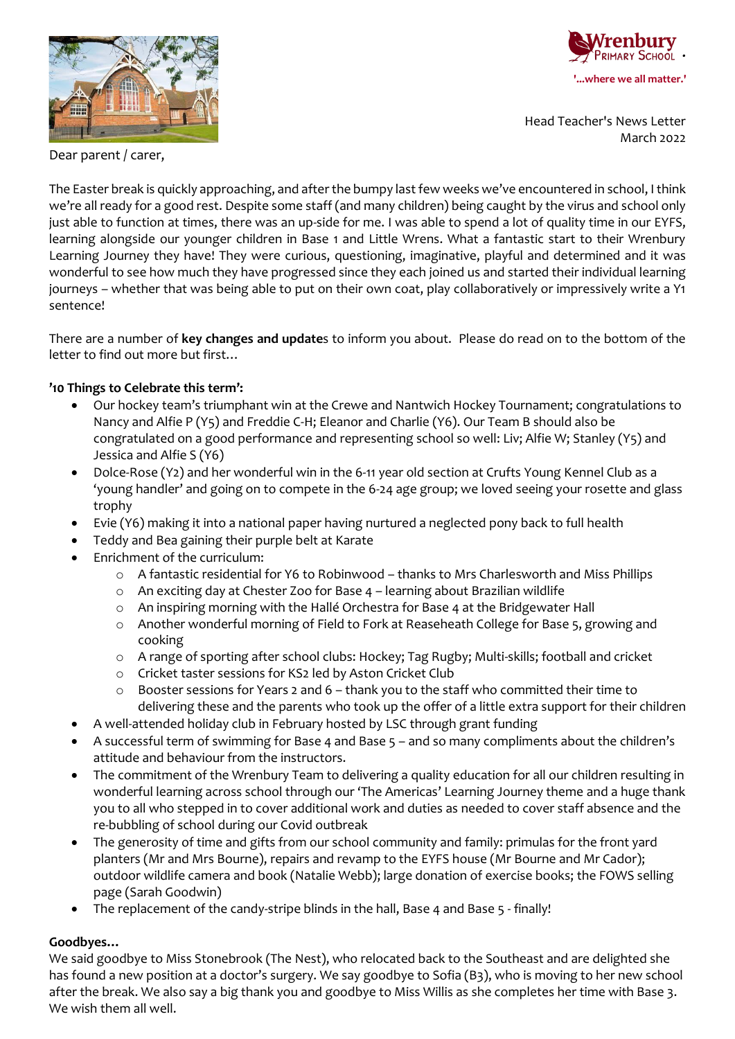Wrenbury Primary School

'...where we all matter.'

Head Teacher's News Letter
March 2022

Dear parent / carer,

The Easter break is quickly approaching, and after the bumpy last few weeks we've encountered in school, I think we're all ready for a good rest. Despite some staff (and many children) being caught by the virus and school only just able to function at times, there was an up-side for me. I was able to spend a lot of quality time in our EYFS, learning alongside our younger children in Base 1 and Little Wrens. What a fantastic start to their Wrenbury Learning Journey they have! They were curious, questioning, imaginative, playful and determined and it was wonderful to see how much they have progressed since they each joined us and started their individual learning journeys – whether that was being able to put on their own coat, play collaboratively or impressively write a Y1 sentence!

There are a number of **key changes and update**s to inform you about. Please do read on to the bottom of the letter to find out more but first…

**'10 Things to Celebrate this term':**

- Our hockey team's triumphant win at the Crewe and Nantwich Hockey Tournament; congratulations to Nancy and Alfie P (Y5) and Freddie C-H; Eleanor and Charlie (Y6). Our Team B should also be congratulated on a good performance and representing school so well: Liv; Alfie W; Stanley (Y5) and Jessica and Alfie S (Y6)
- Dolce-Rose (Y2) and her wonderful win in the 6-11 year old section at Crufts Young Kennel Club as a 'young handler' and going on to compete in the 6-24 age group; we loved seeing your rosette and glass trophy
- Evie (Y6) making it into a national paper having nurtured a neglected pony back to full health
- Teddy and Bea gaining their purple belt at Karate
- Enrichment of the curriculum:
  - A fantastic residential for Y6 to Robinwood – thanks to Mrs Charlesworth and Miss Phillips
  - An exciting day at Chester Zoo for Base 4 – learning about Brazilian wildlife
  - An inspiring morning with the Hallé Orchestra for Base 4 at the Bridgewater Hall
  - Another wonderful morning of Field to Fork at Reaseheath College for Base 5, growing and cooking
  - A range of sporting after school clubs: Hockey; Tag Rugby; Multi-skills; football and cricket
  - Cricket taster sessions for KS2 led by Aston Cricket Club
  - Booster sessions for Years 2 and 6 – thank you to the staff who committed their time to delivering these and the parents who took up the offer of a little extra support for their children
- A well-attended holiday club in February hosted by LSC through grant funding
- A successful term of swimming for Base 4 and Base 5 – and so many compliments about the children's attitude and behaviour from the instructors.
- The commitment of the Wrenbury Team to delivering a quality education for all our children resulting in wonderful learning across school through our 'The Americas' Learning Journey theme and a huge thank you to all who stepped in to cover additional work and duties as needed to cover staff absence and the re-bubbling of school during our Covid outbreak
- The generosity of time and gifts from our school community and family: primulas for the front yard planters (Mr and Mrs Bourne), repairs and revamp to the EYFS house (Mr Bourne and Mr Cador); outdoor wildlife camera and book (Natalie Webb); large donation of exercise books; the FOWS selling page (Sarah Goodwin)
- The replacement of the candy-stripe blinds in the hall, Base 4 and Base 5 - finally!

**Goodbyes…**

We said goodbye to Miss Stonebrook (The Nest), who relocated back to the Southeast and are delighted she has found a new position at a doctor's surgery. We say goodbye to Sofia (B3), who is moving to her new school after the break. We also say a big thank you and goodbye to Miss Willis as she completes her time with Base 3. We wish them all well.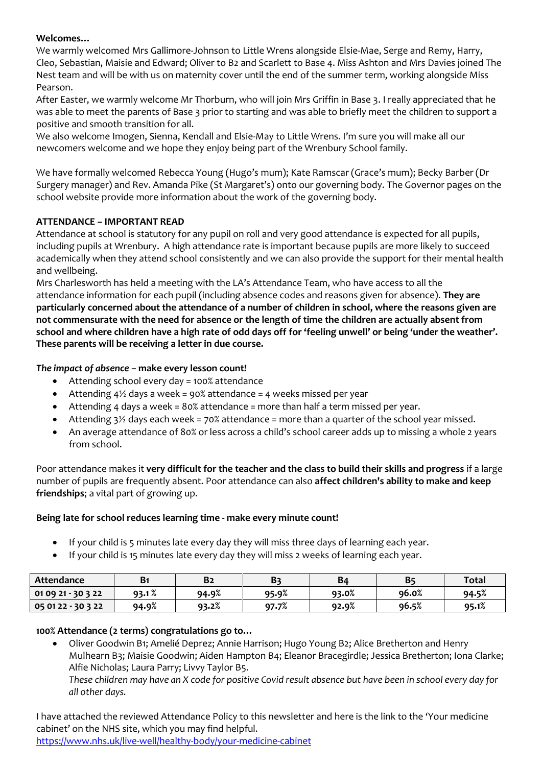**Welcomes…**

We warmly welcomed Mrs Gallimore-Johnson to Little Wrens alongside Elsie-Mae, Serge and Remy, Harry, Cleo, Sebastian, Maisie and Edward; Oliver to B2 and Scarlett to Base 4. Miss Ashton and Mrs Davies joined The Nest team and will be with us on maternity cover until the end of the summer term, working alongside Miss Pearson.

After Easter, we warmly welcome Mr Thorburn, who will join Mrs Griffin in Base 3. I really appreciated that he was able to meet the parents of Base 3 prior to starting and was able to briefly meet the children to support a positive and smooth transition for all.

We also welcome Imogen, Sienna, Kendall and Elsie-May to Little Wrens. I'm sure you will make all our newcomers welcome and we hope they enjoy being part of the Wrenbury School family.

We have formally welcomed Rebecca Young (Hugo's mum); Kate Ramscar (Grace's mum); Becky Barber (Dr Surgery manager) and Rev. Amanda Pike (St Margaret's) onto our governing body. The Governor pages on the school website provide more information about the work of the governing body.

**ATTENDANCE – IMPORTANT READ**

Attendance at school is statutory for any pupil on roll and very good attendance is expected for all pupils, including pupils at Wrenbury. A high attendance rate is important because pupils are more likely to succeed academically when they attend school consistently and we can also provide the support for their mental health and wellbeing.

Mrs Charlesworth has held a meeting with the LA's Attendance Team, who have access to all the attendance information for each pupil (including absence codes and reasons given for absence). **They are particularly concerned about the attendance of a number of children in school, where the reasons given are not commensurate with the need for absence or the length of time the children are actually absent from school and where children have a high rate of odd days off for 'feeling unwell' or being 'under the weather'. These parents will be receiving a letter in due course.**

***The impact of absence* – make every lesson count!**

- Attending school every day = 100% attendance
- Attending 4½ days a week = 90% attendance = 4 weeks missed per year
- Attending 4 days a week = 80% attendance = more than half a term missed per year.
- Attending 3½ days each week = 70% attendance = more than a quarter of the school year missed.
- An average attendance of 80% or less across a child's school career adds up to missing a whole 2 years from school.

Poor attendance makes it **very difficult for the teacher and the class to build their skills and progress** if a large number of pupils are frequently absent. Poor attendance can also **affect children's ability to make and keep friendships**; a vital part of growing up.

**Being late for school reduces learning time - make every minute count!**

- If your child is 5 minutes late every day they will miss three days of learning each year.
- If your child is 15 minutes late every day they will miss 2 weeks of learning each year.

| Attendance | B1 | B2 | B3 | B4 | B5 | Total |
|---|---|---|---|---|---|---|
| 01 09 21 - 30 3 22 | 93.1 % | 94.9% | 95.9% | 93.0% | 96.0% | 94.5% |
| 05 01 22 - 30 3 22 | 94.9% | 93.2% | 97.7% | 92.9% | 96.5% | 95.1% |

**100% Attendance (2 terms) congratulations go to…**

- Oliver Goodwin B1; Amelié Deprez; Annie Harrison; Hugo Young B2; Alice Bretherton and Henry Mulhearn B3; Maisie Goodwin; Aiden Hampton B4; Eleanor Bracegirdle; Jessica Bretherton; Iona Clarke; Alfie Nicholas; Laura Parry; Livvy Taylor B5.
  *These children may have an X code for positive Covid result absence but have been in school every day for all other days.*

I have attached the reviewed Attendance Policy to this newsletter and here is the link to the 'Your medicine cabinet' on the NHS site, which you may find helpful.
https://www.nhs.uk/live-well/healthy-body/your-medicine-cabinet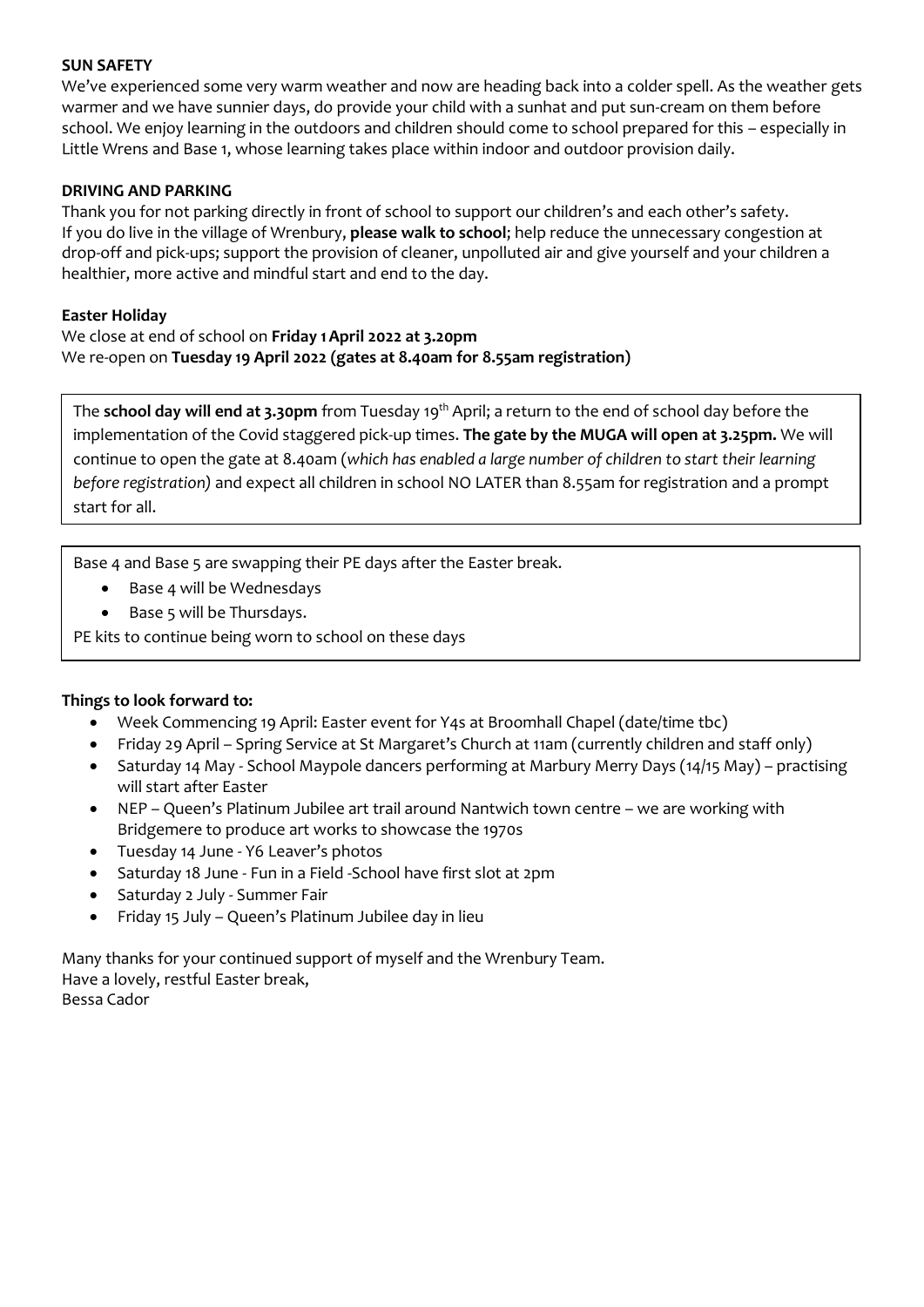**SUN SAFETY**

We've experienced some very warm weather and now are heading back into a colder spell. As the weather gets warmer and we have sunnier days, do provide your child with a sunhat and put sun-cream on them before school. We enjoy learning in the outdoors and children should come to school prepared for this – especially in Little Wrens and Base 1, whose learning takes place within indoor and outdoor provision daily.

**DRIVING AND PARKING**

Thank you for not parking directly in front of school to support our children's and each other's safety.
If you do live in the village of Wrenbury, **please walk to school**; help reduce the unnecessary congestion at drop-off and pick-ups; support the provision of cleaner, unpolluted air and give yourself and your children a healthier, more active and mindful start and end to the day.

**Easter Holiday**

We close at end of school on **Friday 1 April 2022 at 3.20pm**
We re-open on **Tuesday 19 April 2022 (gates at 8.40am for 8.55am registration)**

The **school day will end at 3.30pm** from Tuesday 19th April; a return to the end of school day before the implementation of the Covid staggered pick-up times. **The gate by the MUGA will open at 3.25pm.** We will continue to open the gate at 8.40am (*which has enabled a large number of children to start their learning before registration)* and expect all children in school NO LATER than 8.55am for registration and a prompt start for all.

Base 4 and Base 5 are swapping their PE days after the Easter break.

- Base 4 will be Wednesdays
- Base 5 will be Thursdays.

PE kits to continue being worn to school on these days

**Things to look forward to:**

- Week Commencing 19 April: Easter event for Y4s at Broomhall Chapel (date/time tbc)
- Friday 29 April – Spring Service at St Margaret's Church at 11am (currently children and staff only)
- Saturday 14 May - School Maypole dancers performing at Marbury Merry Days (14/15 May) – practising will start after Easter
- NEP – Queen's Platinum Jubilee art trail around Nantwich town centre – we are working with Bridgemere to produce art works to showcase the 1970s
- Tuesday 14 June - Y6 Leaver's photos
- Saturday 18 June - Fun in a Field -School have first slot at 2pm
- Saturday 2 July - Summer Fair
- Friday 15 July – Queen's Platinum Jubilee day in lieu

Many thanks for your continued support of myself and the Wrenbury Team.
Have a lovely, restful Easter break,
Bessa Cador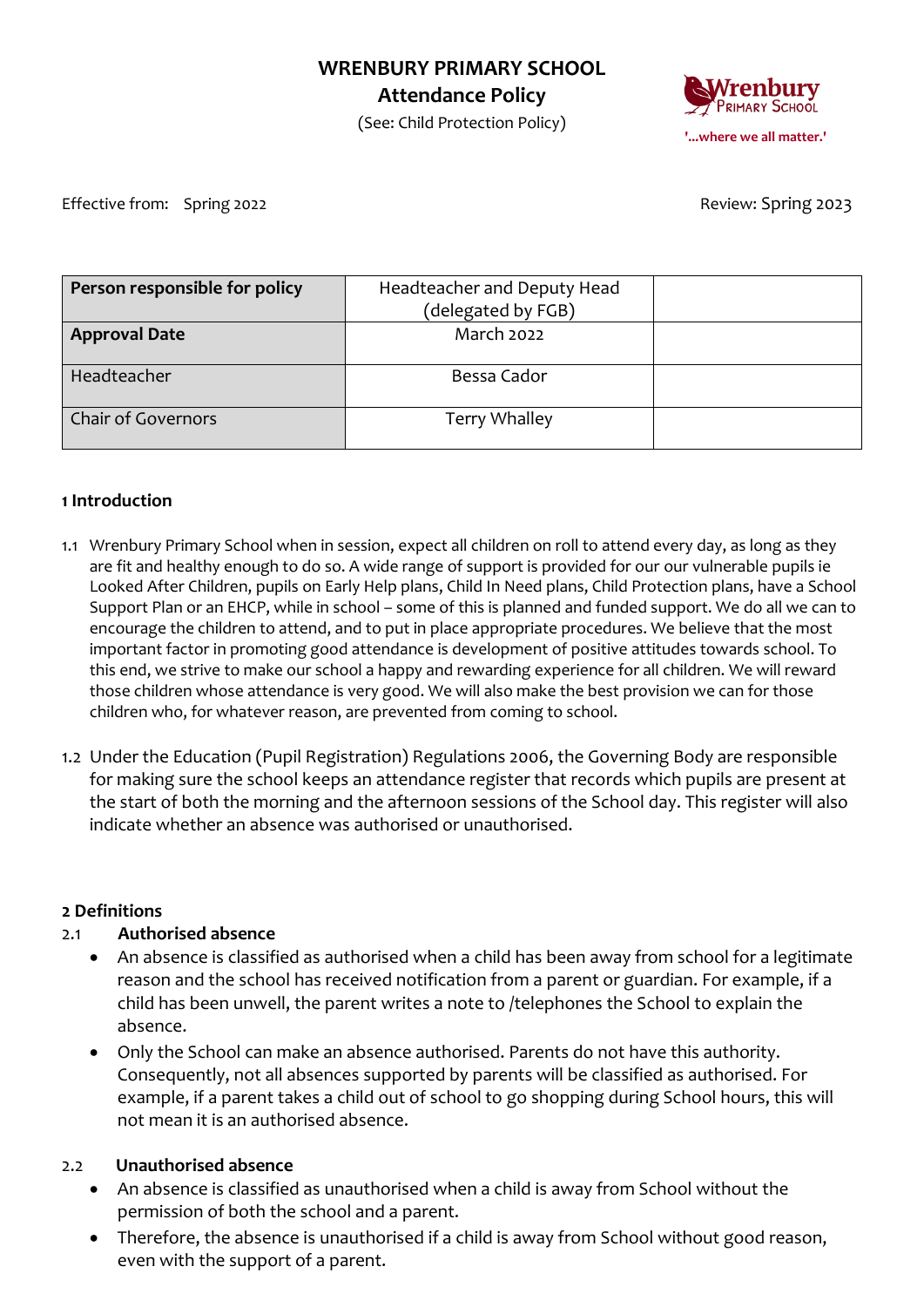# WRENBURY PRIMARY SCHOOL

## Attendance Policy

(See: Child Protection Policy)

'...where we all matter.'

Effective from: Spring 2022 Review: Spring 2023

| **Person responsible for policy** | Headteacher and Deputy Head (delegated by FGB) | |
|---|---|---|
| **Approval Date** | March 2022 | |
| Headteacher | Bessa Cador | |
| Chair of Governors | Terry Whalley | |

### 1 Introduction

1.1 Wrenbury Primary School when in session, expect all children on roll to attend every day, as long as they are fit and healthy enough to do so. A wide range of support is provided for our our vulnerable pupils ie Looked After Children, pupils on Early Help plans, Child In Need plans, Child Protection plans, have a School Support Plan or an EHCP, while in school – some of this is planned and funded support. We do all we can to encourage the children to attend, and to put in place appropriate procedures. We believe that the most important factor in promoting good attendance is development of positive attitudes towards school. To this end, we strive to make our school a happy and rewarding experience for all children. We will reward those children whose attendance is very good. We will also make the best provision we can for those children who, for whatever reason, are prevented from coming to school.

1.2 Under the Education (Pupil Registration) Regulations 2006, the Governing Body are responsible for making sure the school keeps an attendance register that records which pupils are present at the start of both the morning and the afternoon sessions of the School day. This register will also indicate whether an absence was authorised or unauthorised.

### 2 Definitions

2.1 **Authorised absence**

- An absence is classified as authorised when a child has been away from school for a legitimate reason and the school has received notification from a parent or guardian. For example, if a child has been unwell, the parent writes a note to /telephones the School to explain the absence.
- Only the School can make an absence authorised. Parents do not have this authority. Consequently, not all absences supported by parents will be classified as authorised. For example, if a parent takes a child out of school to go shopping during School hours, this will not mean it is an authorised absence.

2.2 **Unauthorised absence**

- An absence is classified as unauthorised when a child is away from School without the permission of both the school and a parent.
- Therefore, the absence is unauthorised if a child is away from School without good reason, even with the support of a parent.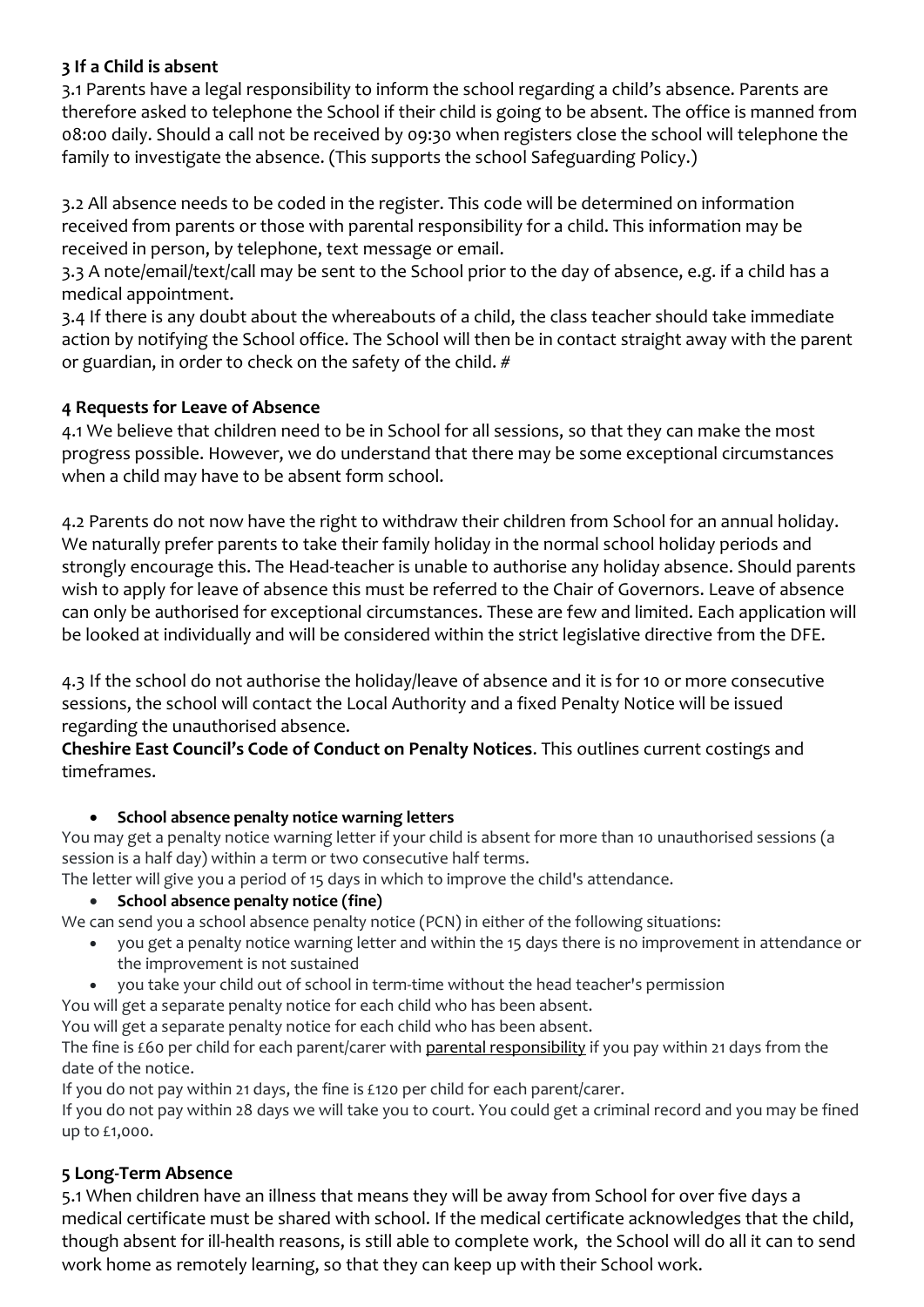### 3 If a Child is absent

3.1 Parents have a legal responsibility to inform the school regarding a child's absence. Parents are therefore asked to telephone the School if their child is going to be absent. The office is manned from 08:00 daily. Should a call not be received by 09:30 when registers close the school will telephone the family to investigate the absence. (This supports the school Safeguarding Policy.)

3.2 All absence needs to be coded in the register. This code will be determined on information received from parents or those with parental responsibility for a child. This information may be received in person, by telephone, text message or email.

3.3 A note/email/text/call may be sent to the School prior to the day of absence, e.g. if a child has a medical appointment.

3.4 If there is any doubt about the whereabouts of a child, the class teacher should take immediate action by notifying the School office. The School will then be in contact straight away with the parent or guardian, in order to check on the safety of the child. #

### 4 Requests for Leave of Absence

4.1 We believe that children need to be in School for all sessions, so that they can make the most progress possible. However, we do understand that there may be some exceptional circumstances when a child may have to be absent form school.

4.2 Parents do not now have the right to withdraw their children from School for an annual holiday. We naturally prefer parents to take their family holiday in the normal school holiday periods and strongly encourage this. The Head-teacher is unable to authorise any holiday absence. Should parents wish to apply for leave of absence this must be referred to the Chair of Governors. Leave of absence can only be authorised for exceptional circumstances. These are few and limited. Each application will be looked at individually and will be considered within the strict legislative directive from the DFE.

4.3 If the school do not authorise the holiday/leave of absence and it is for 10 or more consecutive sessions, the school will contact the Local Authority and a fixed Penalty Notice will be issued regarding the unauthorised absence.

**Cheshire East Council's Code of Conduct on Penalty Notices**. This outlines current costings and timeframes.

- **School absence penalty notice warning letters**

You may get a penalty notice warning letter if your child is absent for more than 10 unauthorised sessions (a session is a half day) within a term or two consecutive half terms.

The letter will give you a period of 15 days in which to improve the child's attendance.

- **School absence penalty notice (fine)**

We can send you a school absence penalty notice (PCN) in either of the following situations:

- you get a penalty notice warning letter and within the 15 days there is no improvement in attendance or the improvement is not sustained
- you take your child out of school in term-time without the head teacher's permission

You will get a separate penalty notice for each child who has been absent.

You will get a separate penalty notice for each child who has been absent.

The fine is £60 per child for each parent/carer with parental responsibility if you pay within 21 days from the date of the notice.

If you do not pay within 21 days, the fine is £120 per child for each parent/carer.

If you do not pay within 28 days we will take you to court. You could get a criminal record and you may be fined up to £1,000.

### 5 Long-Term Absence

5.1 When children have an illness that means they will be away from School for over five days a medical certificate must be shared with school. If the medical certificate acknowledges that the child, though absent for ill-health reasons, is still able to complete work, the School will do all it can to send work home as remotely learning, so that they can keep up with their School work.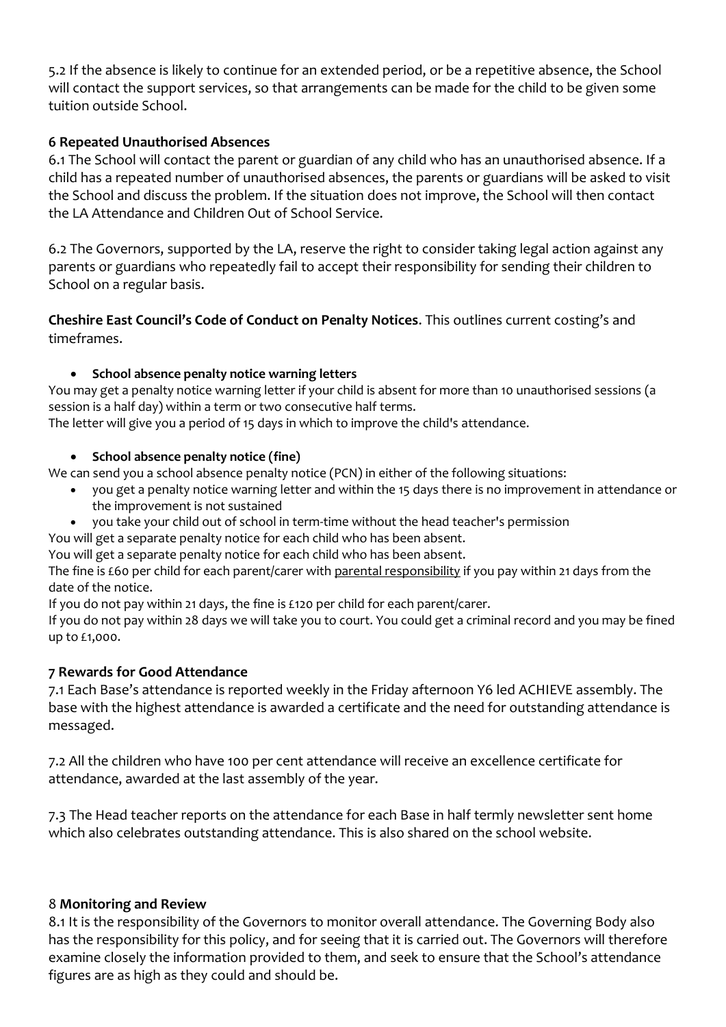5.2 If the absence is likely to continue for an extended period, or be a repetitive absence, the School will contact the support services, so that arrangements can be made for the child to be given some tuition outside School.

### 6 Repeated Unauthorised Absences

6.1 The School will contact the parent or guardian of any child who has an unauthorised absence. If a child has a repeated number of unauthorised absences, the parents or guardians will be asked to visit the School and discuss the problem. If the situation does not improve, the School will then contact the LA Attendance and Children Out of School Service.

6.2 The Governors, supported by the LA, reserve the right to consider taking legal action against any parents or guardians who repeatedly fail to accept their responsibility for sending their children to School on a regular basis.

**Cheshire East Council's Code of Conduct on Penalty Notices**. This outlines current costing's and timeframes.

- **School absence penalty notice warning letters**

You may get a penalty notice warning letter if your child is absent for more than 10 unauthorised sessions (a session is a half day) within a term or two consecutive half terms.
The letter will give you a period of 15 days in which to improve the child's attendance.

- **School absence penalty notice (fine)**

We can send you a school absence penalty notice (PCN) in either of the following situations:

- you get a penalty notice warning letter and within the 15 days there is no improvement in attendance or the improvement is not sustained
- you take your child out of school in term-time without the head teacher's permission

You will get a separate penalty notice for each child who has been absent.
You will get a separate penalty notice for each child who has been absent.
The fine is £60 per child for each parent/carer with parental responsibility if you pay within 21 days from the date of the notice.
If you do not pay within 21 days, the fine is £120 per child for each parent/carer.
If you do not pay within 28 days we will take you to court. You could get a criminal record and you may be fined up to £1,000.

### 7 Rewards for Good Attendance

7.1 Each Base's attendance is reported weekly in the Friday afternoon Y6 led ACHIEVE assembly. The base with the highest attendance is awarded a certificate and the need for outstanding attendance is messaged.

7.2 All the children who have 100 per cent attendance will receive an excellence certificate for attendance, awarded at the last assembly of the year.

7.3 The Head teacher reports on the attendance for each Base in half termly newsletter sent home which also celebrates outstanding attendance. This is also shared on the school website.

### 8 Monitoring and Review

8.1 It is the responsibility of the Governors to monitor overall attendance. The Governing Body also has the responsibility for this policy, and for seeing that it is carried out. The Governors will therefore examine closely the information provided to them, and seek to ensure that the School's attendance figures are as high as they could and should be.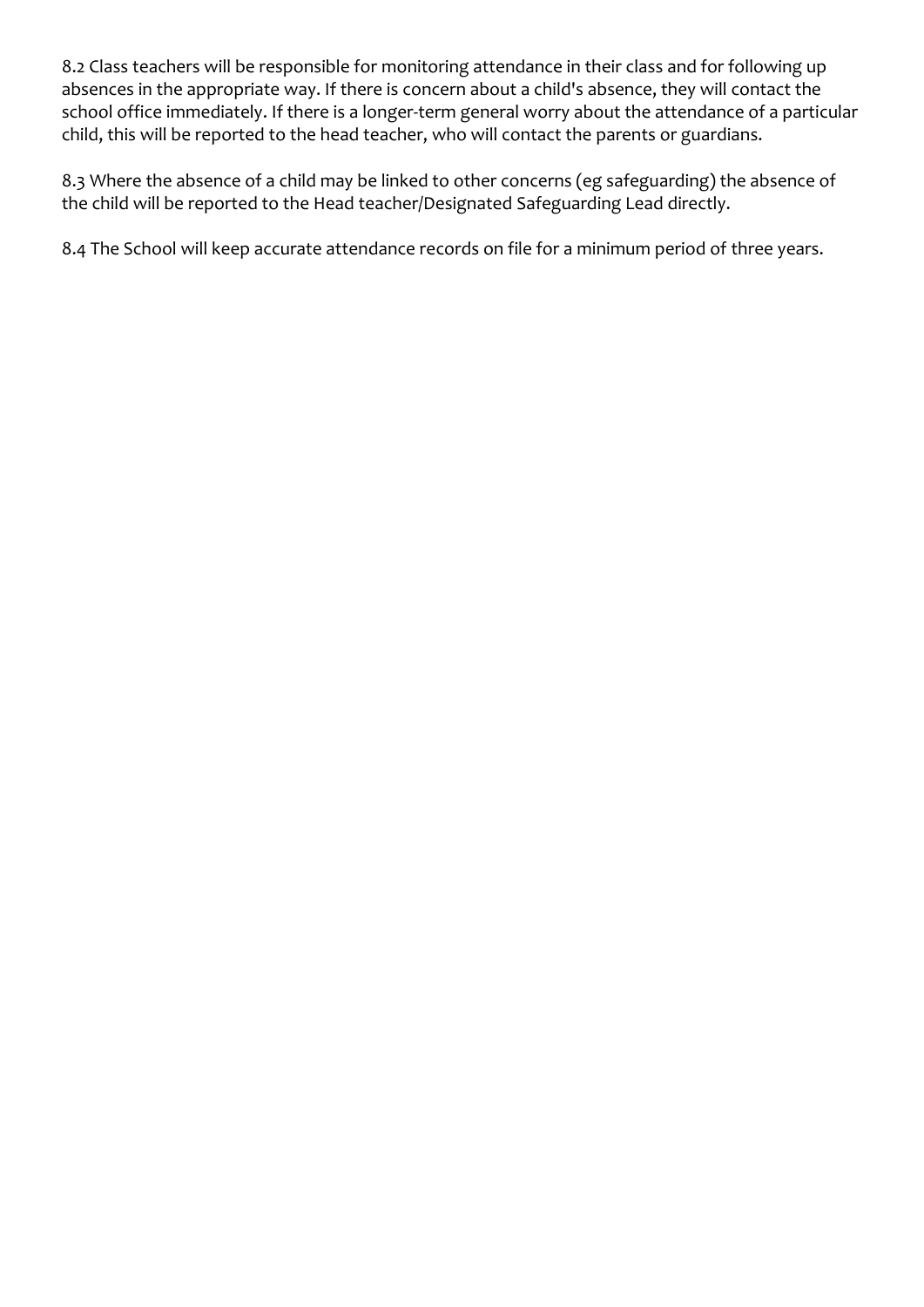8.2 Class teachers will be responsible for monitoring attendance in their class and for following up absences in the appropriate way. If there is concern about a child's absence, they will contact the school office immediately. If there is a longer-term general worry about the attendance of a particular child, this will be reported to the head teacher, who will contact the parents or guardians.

8.3 Where the absence of a child may be linked to other concerns (eg safeguarding) the absence of the child will be reported to the Head teacher/Designated Safeguarding Lead directly.

8.4 The School will keep accurate attendance records on file for a minimum period of three years.